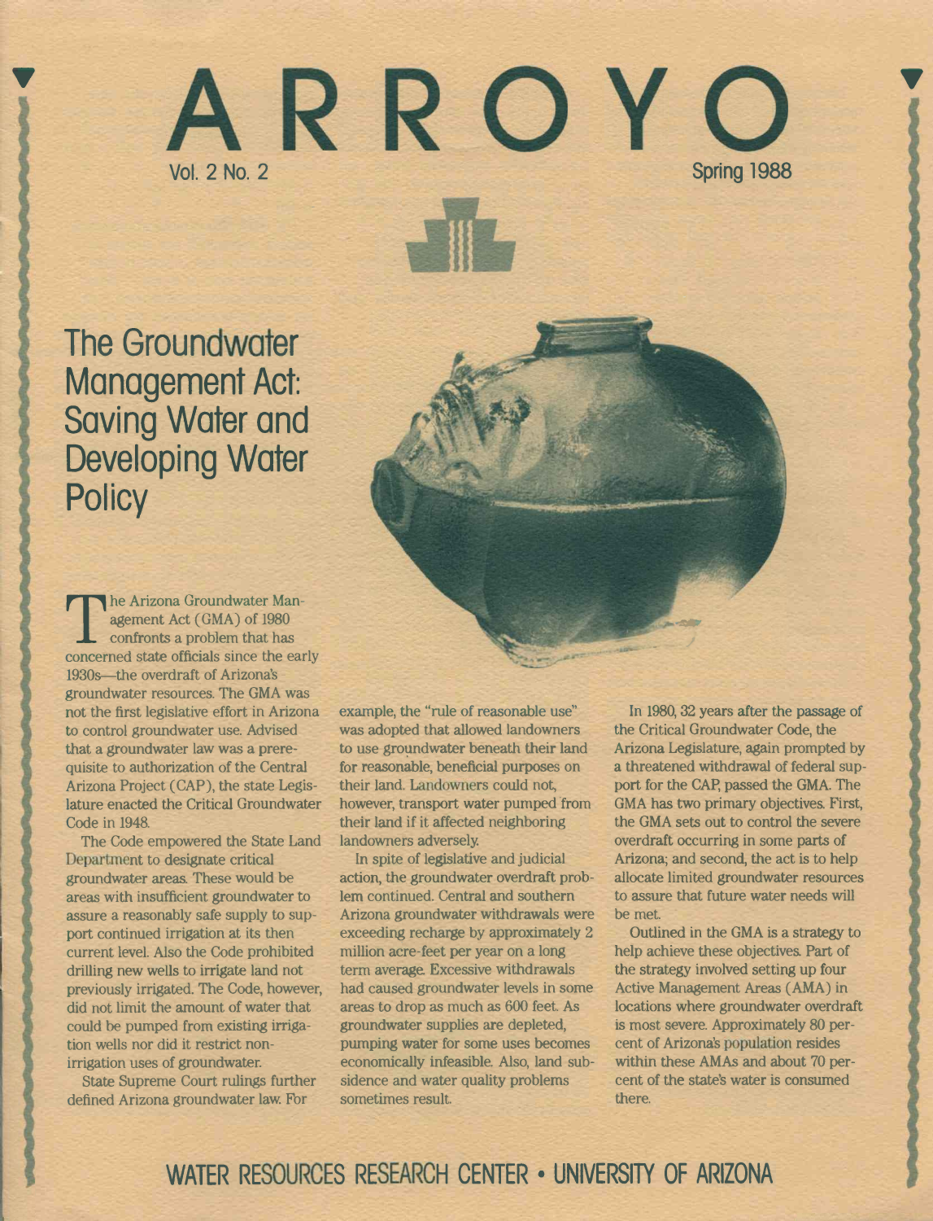# ARROYO

Vol. 2 No. 2

Spring 1988

## The Groundwater Management Act: Saving Water and Developing Water Policy

The Arizona Groundwater Management Act (GMA) of 1980 confronts a problem that has concerned state officials since the early 1930s—the overdraft of Arizona's groundwater resources. The GMA was not the first legislative effort in Arizona to control groundwater use. Advised that a groundwater law was a prerequisite to authorization of the Central Arizona Project (CAP), the state Legislature enacted the Critical Groundwater Code in 1948.

The Code empowered the State Land Department to designate critical groundwater areas. These would be areas with insufficient groundwater to assure a reasonably safe supply to support continued irrigation at its then current level. Also the Code prohibited drilling new wells to irrigate land not previously irrigated. The Code, however, did not limit the amount of water that could be pumped from existing irrigation wells nor did it restrict non-irrigation uses of groundwater.

State Supreme Court rulings further defined Arizona groundwater law. For example, the "rule of reasonable use" was adopted that allowed landowners to use groundwater beneath their land for reasonable, beneficial purposes on their land. Landowners could not, however, transport water pumped from their land if it affected neighboring landowners adversely.

In spite of legislative and judicial action, the groundwater overdraft problem continued. Central and southern Arizona groundwater withdrawals were exceeding recharge by approximately 2 million acre-feet per year on a long term average. Excessive withdrawals had caused groundwater levels in some areas to drop as much as 600 feet. As groundwater supplies are depleted, pumping water for some uses becomes economically infeasible. Also, land subsidence and water quality problems sometimes result.

In 1980, 32 years after the passage of the Critical Groundwater Code, the Arizona Legislature, again prompted by a threatened withdrawal of federal support for the CAP, passed the GMA. The GMA has two primary objectives. First, the GMA sets out to control the severe overdraft occurring in some parts of Arizona; and second, the act is to help allocate limited groundwater resources to assure that future water needs will be met.

Outlined in the GMA is a strategy to help achieve these objectives. Part of the strategy involved setting up four Active Management Areas (AMA) in locations where groundwater overdraft is most severe. Approximately 80 percent of Arizona's population resides within these AMAs and about 70 percent of the state's water is consumed there.

WATER RESOURCES RESEARCH CENTER • UNIVERSITY OF ARIZONA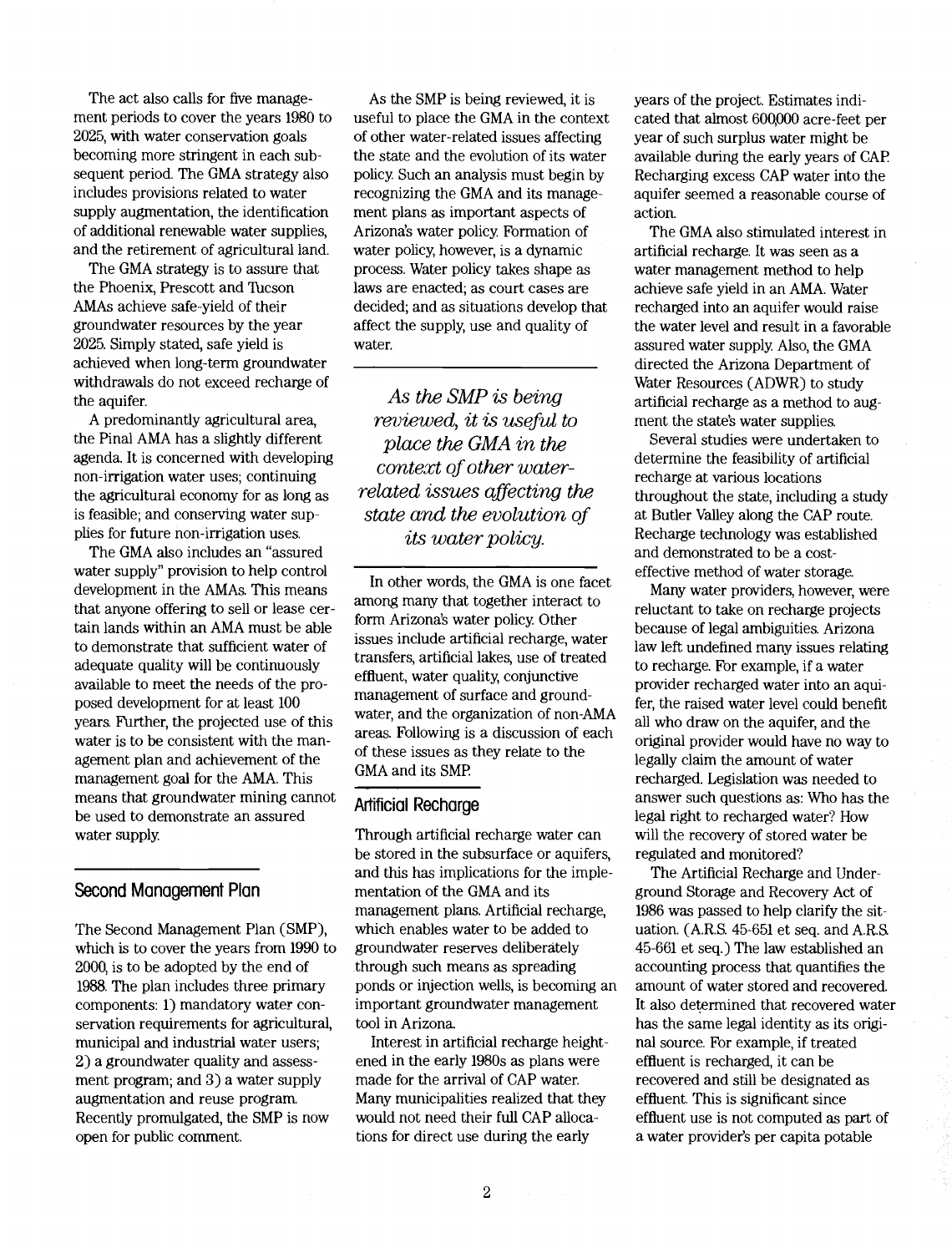The act also calls for five management periods to cover the years 1980 to 2025, with water conservation goals becoming more stringent in each subsequent period. The GMA strategy also includes provisions related to water supply augmentation, the identification of additional renewable water supplies, and the retirement of agricultural land.

The GMA strategy is to assure that the Phoenix, Prescott and Tucson AMAs achieve safe-yield of their groundwater resources by the year 2025. Simply stated, safe yield is achieved when long-term groundwater withdrawals do not exceed recharge of the aquifer.

A predominantly agricultural area, the Pinal AMA has a slightly different agenda. It is concerned with developing non-irrigation water uses; continuing the agricultural economy for as long as is feasible; and conserving water supplies for future non-irrigation uses.

The GMA also includes an "assured water supply" provision to help control development in the AMAs. This means that anyone offering to sell or lease certain lands within an AMA must be able to demonstrate that sufficient water of adequate quality will be continuously available to meet the needs of the proposed development for at least 100 years. Further, the projected use of this water is to be consistent with the management plan and achievement of the management goal for the AMA. This means that groundwater mining cannot be used to demonstrate an assured water supply.

## Second Management Plan

The Second Management Plan (SMP), which is to cover the years from 1990 to 2000, is to be adopted by the end of 1988. The plan includes three primary components: 1) mandatory water conservation requirements for agricultural, municipal and industrial water users; 2) a groundwater quality and assessment program; and 3) a water supply augmentation and reuse program. Recently promulgated, the SMP is now open for public comment.

As the SMP is being reviewed, it is useful to place the GMA in the context of other water-related issues affecting the state and the evolution of its water policy. Such an analysis must begin by recognizing the GMA and its management plans as important aspects of Arizona's water policy. Formation of water policy, however, is a dynamic process. Water policy takes shape as laws are enacted; as court cases are decided; and as situations develop that affect the supply, use and quality of water.

*As the SMP is being reviewed, it is useful to place the GMA in the context of other water-related issues affecting the state and the evolution of its water policy.*

In other words, the GMA is one facet among many that together interact to form Arizona's water policy. Other issues include artificial recharge, water transfers, artificial lakes, use of treated effluent, water quality, conjunctive management of surface and groundwater, and the organization of non-AMA areas. Following is a discussion of each of these issues as they relate to the GMA and its SMP.

## Artificial Recharge

Through artificial recharge water can be stored in the subsurface or aquifers, and this has implications for the implementation of the GMA and its management plans. Artificial recharge, which enables water to be added to groundwater reserves deliberately through such means as spreading ponds or injection wells, is becoming an important groundwater management tool in Arizona.

Interest in artificial recharge heightened in the early 1980s as plans were made for the arrival of CAP water. Many municipalities realized that they would not need their full CAP allocations for direct use during the early years of the project. Estimates indicated that almost 600,000 acre-feet per year of such surplus water might be available during the early years of CAP. Recharging excess CAP water into the aquifer seemed a reasonable course of action.

The GMA also stimulated interest in artificial recharge. It was seen as a water management method to help achieve safe yield in an AMA. Water recharged into an aquifer would raise the water level and result in a favorable assured water supply. Also, the GMA directed the Arizona Department of Water Resources (ADWR) to study artificial recharge as a method to augment the state's water supplies.

Several studies were undertaken to determine the feasibility of artificial recharge at various locations throughout the state, including a study at Butler Valley along the CAP route. Recharge technology was established and demonstrated to be a cost-effective method of water storage.

Many water providers, however, were reluctant to take on recharge projects because of legal ambiguities. Arizona law left undefined many issues relating to recharge. For example, if a water provider recharged water into an aquifer, the raised water level could benefit all who draw on the aquifer, and the original provider would have no way to legally claim the amount of water recharged. Legislation was needed to answer such questions as: Who has the legal right to recharged water? How will the recovery of stored water be regulated and monitored?

The Artificial Recharge and Underground Storage and Recovery Act of 1986 was passed to help clarify the situation. (A.R.S. 45-651 et seq. and A.R.S. 45-661 et seq.) The law established an accounting process that quantifies the amount of water stored and recovered. It also determined that recovered water has the same legal identity as its original source. For example, if treated effluent is recharged, it can be recovered and still be designated as effluent. This is significant since effluent use is not computed as part of a water provider's per capita potable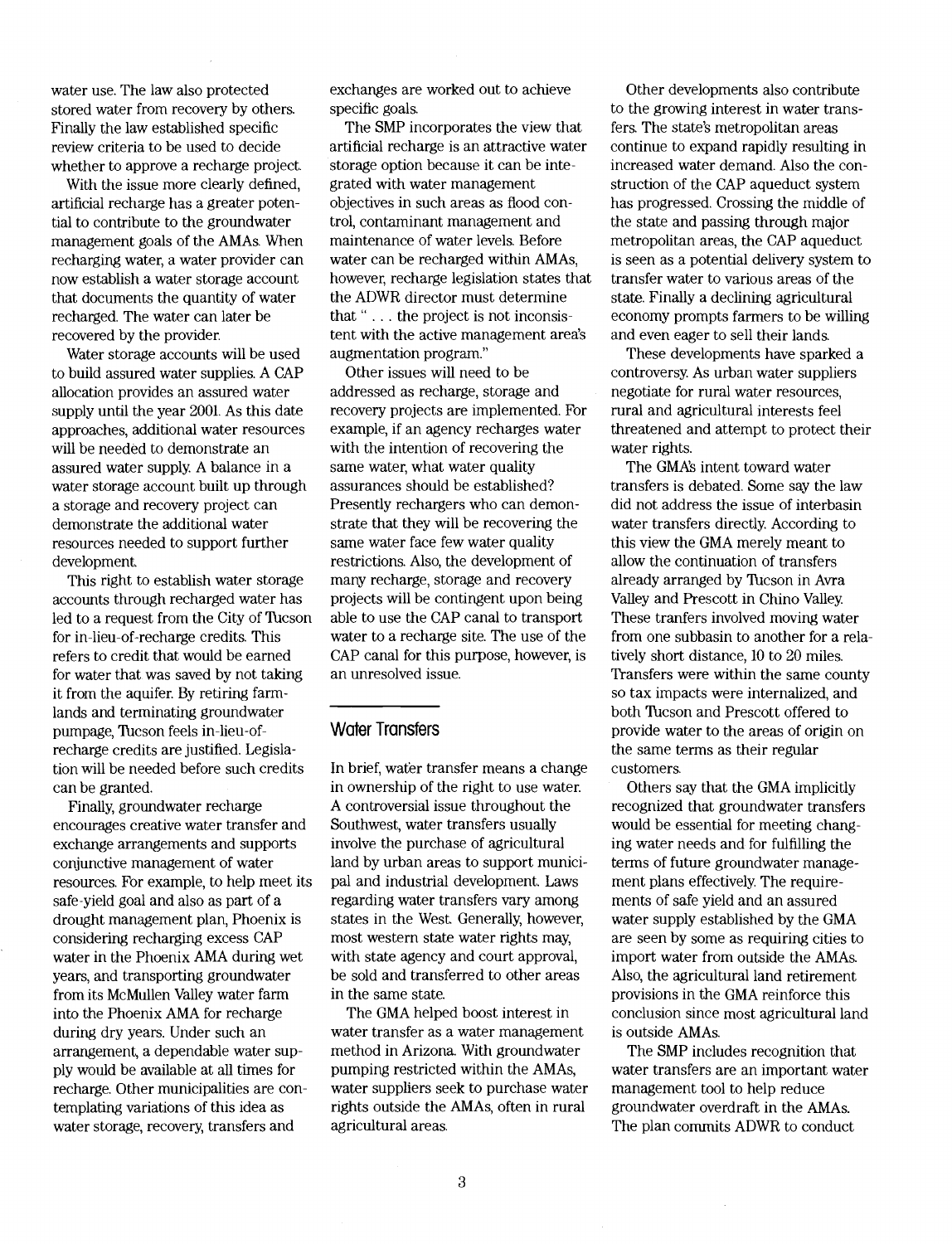water use. The law also protected stored water from recovery by others. Finally the law established specific review criteria to be used to decide whether to approve a recharge project.

With the issue more clearly defined, artificial recharge has a greater potential to contribute to the groundwater management goals of the AMAs. When recharging water, a water provider can now establish a water storage account that documents the quantity of water recharged. The water can later be recovered by the provider.

Water storage accounts will be used to build assured water supplies. A CAP allocation provides an assured water supply until the year 2001. As this date approaches, additional water resources will be needed to demonstrate an assured water supply. A balance in a water storage account built up through a storage and recovery project can demonstrate the additional water resources needed to support further development.

This right to establish water storage accounts through recharged water has led to a request from the City of Tucson for in-lieu-of-recharge credits. This refers to credit that would be earned for water that was saved by not taking it from the aquifer. By retiring farmlands and terminating groundwater pumpage, Tucson feels in-lieu-of-recharge credits are justified. Legislation will be needed before such credits can be granted.

Finally, groundwater recharge encourages creative water transfer and exchange arrangements and supports conjunctive management of water resources. For example, to help meet its safe-yield goal and also as part of a drought management plan, Phoenix is considering recharging excess CAP water in the Phoenix AMA during wet years, and transporting groundwater from its McMullen Valley water farm into the Phoenix AMA for recharge during dry years. Under such an arrangement, a dependable water supply would be available at all times for recharge. Other municipalities are contemplating variations of this idea as water storage, recovery, transfers and exchanges are worked out to achieve specific goals.

The SMP incorporates the view that artificial recharge is an attractive water storage option because it can be integrated with water management objectives in such areas as flood control, contaminant management and maintenance of water levels. Before water can be recharged within AMAs, however, recharge legislation states that the ADWR director must determine that " . . . the project is not inconsistent with the active management area's augmentation program."

Other issues will need to be addressed as recharge, storage and recovery projects are implemented. For example, if an agency recharges water with the intention of recovering the same water, what water quality assurances should be established? Presently rechargers who can demonstrate that they will be recovering the same water face few water quality restrictions. Also, the development of many recharge, storage and recovery projects will be contingent upon being able to use the CAP canal to transport water to a recharge site. The use of the CAP canal for this purpose, however, is an unresolved issue.

## Water Transfers

In brief, water transfer means a change in ownership of the right to use water. A controversial issue throughout the Southwest, water transfers usually involve the purchase of agricultural land by urban areas to support municipal and industrial development. Laws regarding water transfers vary among states in the West. Generally, however, most western state water rights may, with state agency and court approval, be sold and transferred to other areas in the same state.

The GMA helped boost interest in water transfer as a water management method in Arizona. With groundwater pumping restricted within the AMAs, water suppliers seek to purchase water rights outside the AMAs, often in rural agricultural areas.

Other developments also contribute to the growing interest in water transfers. The state's metropolitan areas continue to expand rapidly resulting in increased water demand. Also the construction of the CAP aqueduct system has progressed. Crossing the middle of the state and passing through major metropolitan areas, the CAP aqueduct is seen as a potential delivery system to transfer water to various areas of the state. Finally a declining agricultural economy prompts farmers to be willing and even eager to sell their lands.

These developments have sparked a controversy. As urban water suppliers negotiate for rural water resources, rural and agricultural interests feel threatened and attempt to protect their water rights.

The GMA's intent toward water transfers is debated. Some say the law did not address the issue of interbasin water transfers directly. According to this view the GMA merely meant to allow the continuation of transfers already arranged by Tucson in Avra Valley and Prescott in Chino Valley. These tranfers involved moving water from one subbasin to another for a relatively short distance, 10 to 20 miles. Transfers were within the same county so tax impacts were internalized, and both Tucson and Prescott offered to provide water to the areas of origin on the same terms as their regular customers.

Others say that the GMA implicitly recognized that groundwater transfers would be essential for meeting changing water needs and for fulfilling the terms of future groundwater management plans effectively. The requirements of safe yield and an assured water supply established by the GMA are seen by some as requiring cities to import water from outside the AMAs. Also, the agricultural land retirement provisions in the GMA reinforce this conclusion since most agricultural land is outside AMAs.

The SMP includes recognition that water transfers are an important water management tool to help reduce groundwater overdraft in the AMAs. The plan commits ADWR to conduct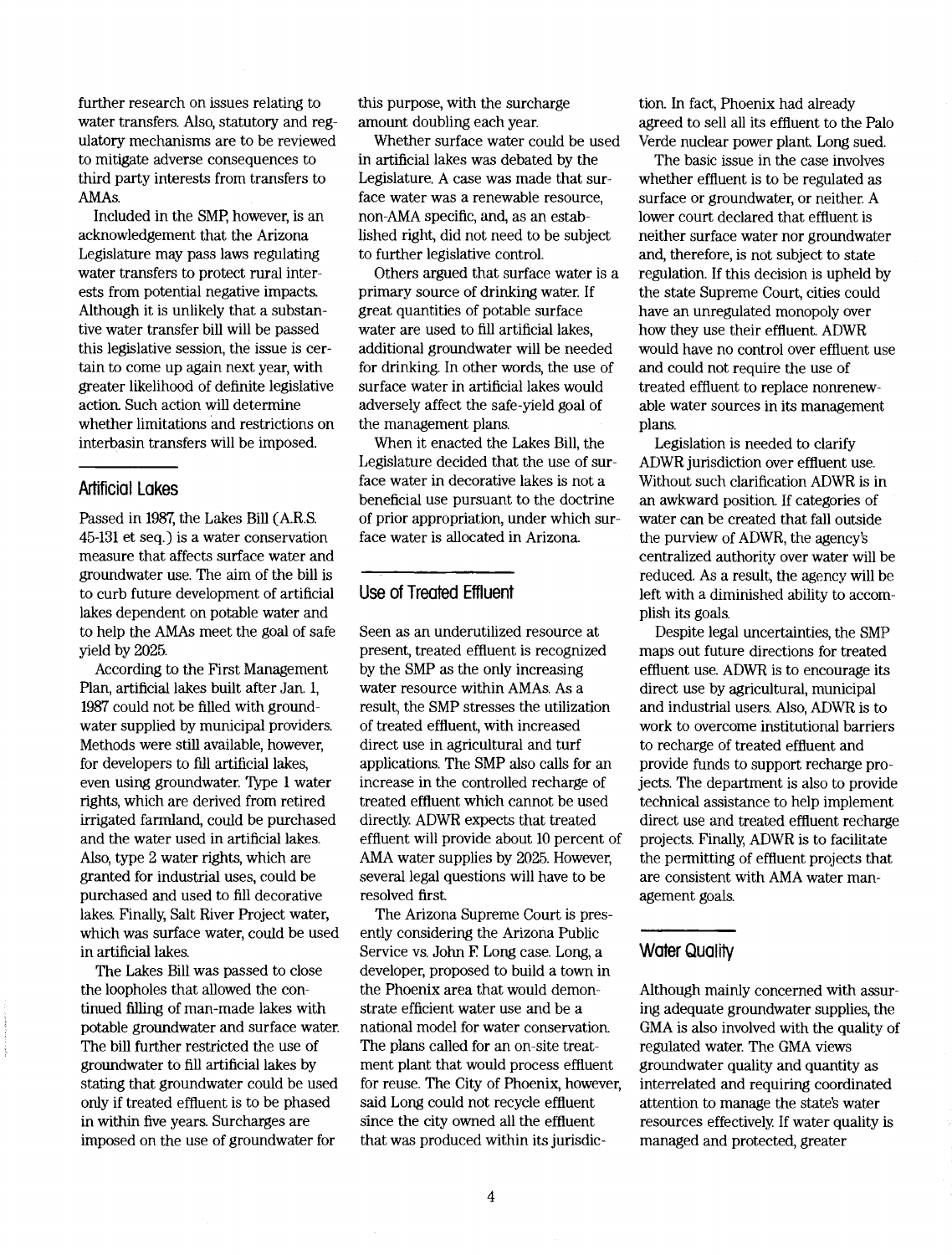further research on issues relating to water transfers. Also, statutory and regulatory mechanisms are to be reviewed to mitigate adverse consequences to third party interests from transfers to AMAs.

Included in the SMP, however, is an acknowledgement that the Arizona Legislature may pass laws regulating water transfers to protect rural interests from potential negative impacts. Although it is unlikely that a substantive water transfer bill will be passed this legislative session, the issue is certain to come up again next year, with greater likelihood of definite legislative action. Such action will determine whether limitations and restrictions on interbasin transfers will be imposed.

## Artificial Lakes

Passed in 1987, the Lakes Bill (A.R.S. 45-131 et seq.) is a water conservation measure that affects surface water and groundwater use. The aim of the bill is to curb future development of artificial lakes dependent on potable water and to help the AMAs meet the goal of safe yield by 2025.

According to the First Management Plan, artificial lakes built after Jan. 1, 1987 could not be filled with groundwater supplied by municipal providers. Methods were still available, however, for developers to fill artificial lakes, even using groundwater. Type 1 water rights, which are derived from retired irrigated farmland, could be purchased and the water used in artificial lakes. Also, type 2 water rights, which are granted for industrial uses, could be purchased and used to fill decorative lakes. Finally, Salt River Project water, which was surface water, could be used in artificial lakes.

The Lakes Bill was passed to close the loopholes that allowed the continued filling of man-made lakes with potable groundwater and surface water. The bill further restricted the use of groundwater to fill artificial lakes by stating that groundwater could be used only if treated effluent is to be phased in within five years. Surcharges are imposed on the use of groundwater for this purpose, with the surcharge amount doubling each year.

Whether surface water could be used in artificial lakes was debated by the Legislature. A case was made that surface water was a renewable resource, non-AMA specific, and, as an established right, did not need to be subject to further legislative control.

Others argued that surface water is a primary source of drinking water. If great quantities of potable surface water are used to fill artificial lakes, additional groundwater will be needed for drinking. In other words, the use of surface water in artificial lakes would adversely affect the safe-yield goal of the management plans.

When it enacted the Lakes Bill, the Legislature decided that the use of surface water in decorative lakes is not a beneficial use pursuant to the doctrine of prior appropriation, under which surface water is allocated in Arizona.

## Use of Treated Effluent

Seen as an underutilized resource at present, treated effluent is recognized by the SMP as the only increasing water resource within AMAs. As a result, the SMP stresses the utilization of treated effluent, with increased direct use in agricultural and turf applications. The SMP also calls for an increase in the controlled recharge of treated effluent which cannot be used directly. ADWR expects that treated effluent will provide about 10 percent of AMA water supplies by 2025. However, several legal questions will have to be resolved first.

The Arizona Supreme Court is presently considering the Arizona Public Service vs. John F. Long case. Long, a developer, proposed to build a town in the Phoenix area that would demonstrate efficient water use and be a national model for water conservation. The plans called for an on-site treatment plant that would process effluent for reuse. The City of Phoenix, however, said Long could not recycle effluent since the city owned all the effluent that was produced within its jurisdiction. In fact, Phoenix had already agreed to sell all its effluent to the Palo Verde nuclear power plant. Long sued.

The basic issue in the case involves whether effluent is to be regulated as surface or groundwater, or neither. A lower court declared that effluent is neither surface water nor groundwater and, therefore, is not subject to state regulation. If this decision is upheld by the state Supreme Court, cities could have an unregulated monopoly over how they use their effluent. ADWR would have no control over effluent use and could not require the use of treated effluent to replace nonrenewable water sources in its management plans.

Legislation is needed to clarify ADWR jurisdiction over effluent use. Without such clarification ADWR is in an awkward position. If categories of water can be created that fall outside the purview of ADWR, the agency's centralized authority over water will be reduced. As a result, the agency will be left with a diminished ability to accomplish its goals.

Despite legal uncertainties, the SMP maps out future directions for treated effluent use. ADWR is to encourage its direct use by agricultural, municipal and industrial users. Also, ADWR is to work to overcome institutional barriers to recharge of treated effluent and provide funds to support recharge projects. The department is also to provide technical assistance to help implement direct use and treated effluent recharge projects. Finally, ADWR is to facilitate the permitting of effluent projects that are consistent with AMA water management goals.

## Water Quality

Although mainly concerned with assuring adequate groundwater supplies, the GMA is also involved with the quality of regulated water. The GMA views groundwater quality and quantity as interrelated and requiring coordinated attention to manage the state's water resources effectively. If water quality is managed and protected, greater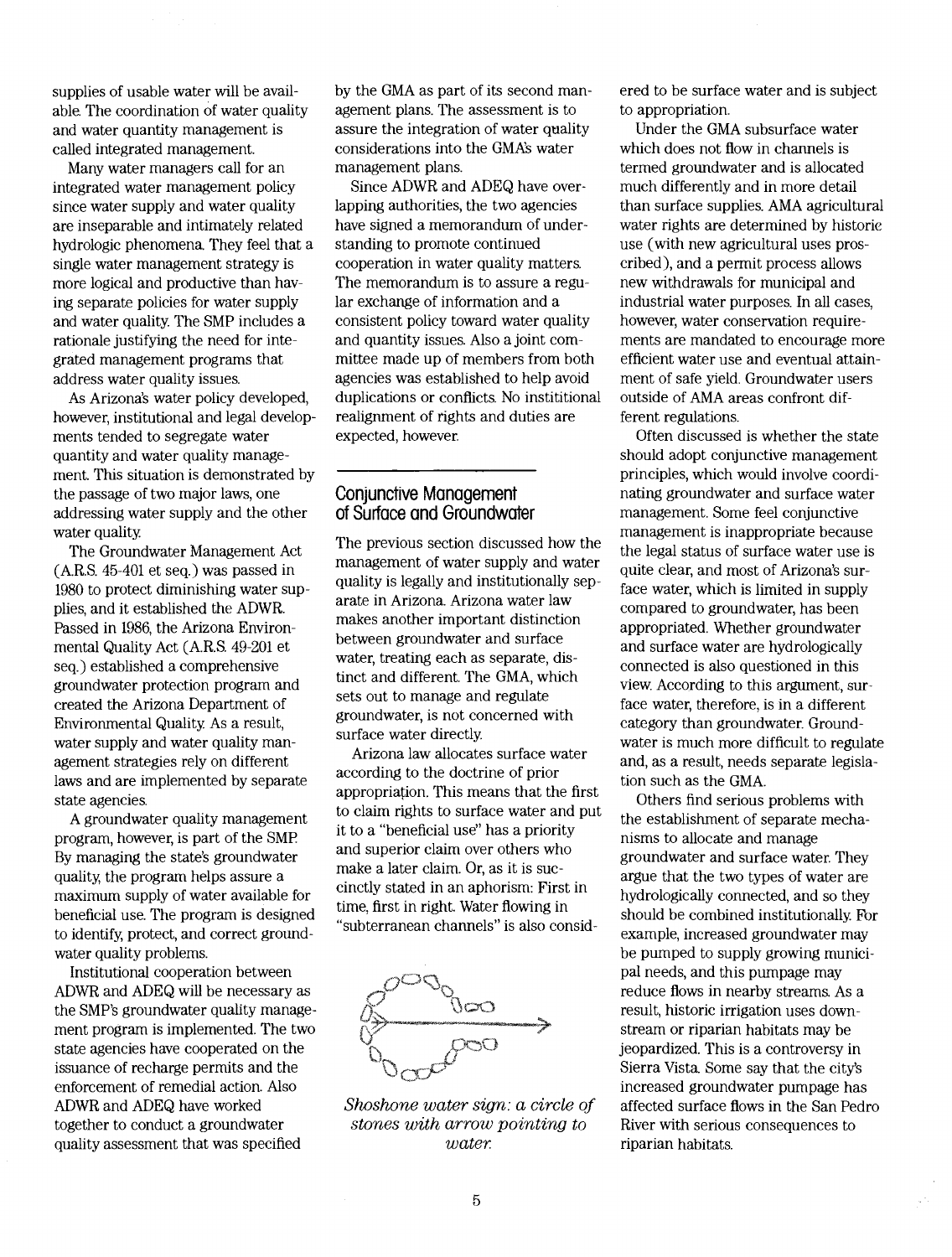supplies of usable water will be available. The coordination of water quality and water quantity management is called integrated management.

Many water managers call for an integrated water management policy since water supply and water quality are inseparable and intimately related hydrologic phenomena. They feel that a single water management strategy is more logical and productive than having separate policies for water supply and water quality. The SMP includes a rationale justifying the need for integrated management programs that address water quality issues.

As Arizona's water policy developed, however, institutional and legal developments tended to segregate water quantity and water quality management. This situation is demonstrated by the passage of two major laws, one addressing water supply and the other water quality.

The Groundwater Management Act (A.R.S. 45-401 et seq.) was passed in 1980 to protect diminishing water supplies, and it established the ADWR. Passed in 1986, the Arizona Environmental Quality Act (A.R.S. 49-201 et seq.) established a comprehensive groundwater protection program and created the Arizona Department of Environmental Quality. As a result, water supply and water quality management strategies rely on different laws and are implemented by separate state agencies.

A groundwater quality management program, however, is part of the SMP. By managing the state's groundwater quality, the program helps assure a maximum supply of water available for beneficial use. The program is designed to identify, protect, and correct groundwater quality problems.

Institutional cooperation between ADWR and ADEQ will be necessary as the SMP's groundwater quality management program is implemented. The two state agencies have cooperated on the issuance of recharge permits and the enforcement of remedial action. Also ADWR and ADEQ have worked together to conduct a groundwater quality assessment that was specified by the GMA as part of its second management plans. The assessment is to assure the integration of water quality considerations into the GMA's water management plans.

Since ADWR and ADEQ have overlapping authorities, the two agencies have signed a memorandum of understanding to promote continued cooperation in water quality matters. The memorandum is to assure a regular exchange of information and a consistent policy toward water quality and quantity issues. Also a joint committee made up of members from both agencies was established to help avoid duplications or conflicts. No instititional realignment of rights and duties are expected, however.

## Conjunctive Management of Surface and Groundwater

The previous section discussed how the management of water supply and water quality is legally and institutionally separate in Arizona. Arizona water law makes another important distinction between groundwater and surface water, treating each as separate, distinct and different. The GMA, which sets out to manage and regulate groundwater, is not concerned with surface water directly.

Arizona law allocates surface water according to the doctrine of prior appropriation. This means that the first to claim rights to surface water and put it to a "beneficial use" has a priority and superior claim over others who make a later claim. Or, as it is succinctly stated in an aphorism: First in time, first in right. Water flowing in "subterranean channels" is also considered to be surface water and is subject to appropriation.

*Shoshone water sign: a circle of stones with arrow pointing to water.*

Under the GMA subsurface water which does not flow in channels is termed groundwater and is allocated much differently and in more detail than surface supplies. AMA agricultural water rights are determined by historic use (with new agricultural uses proscribed), and a permit process allows new withdrawals for municipal and industrial water purposes. In all cases, however, water conservation requirements are mandated to encourage more efficient water use and eventual attainment of safe yield. Groundwater users outside of AMA areas confront different regulations.

Often discussed is whether the state should adopt conjunctive management principles, which would involve coordinating groundwater and surface water management. Some feel conjunctive management is inappropriate because the legal status of surface water use is quite clear, and most of Arizona's surface water, which is limited in supply compared to groundwater, has been appropriated. Whether groundwater and surface water are hydrologically connected is also questioned in this view. According to this argument, surface water, therefore, is in a different category than groundwater. Groundwater is much more difficult to regulate and, as a result, needs separate legislation such as the GMA.

Others find serious problems with the establishment of separate mechanisms to allocate and manage groundwater and surface water. They argue that the two types of water are hydrologically connected, and so they should be combined institutionally. For example, increased groundwater may be pumped to supply growing municipal needs, and this pumpage may reduce flows in nearby streams. As a result, historic irrigation uses downstream or riparian habitats may be jeopardized. This is a controversy in Sierra Vista. Some say that the city's increased groundwater pumpage has affected surface flows in the San Pedro River with serious consequences to riparian habitats.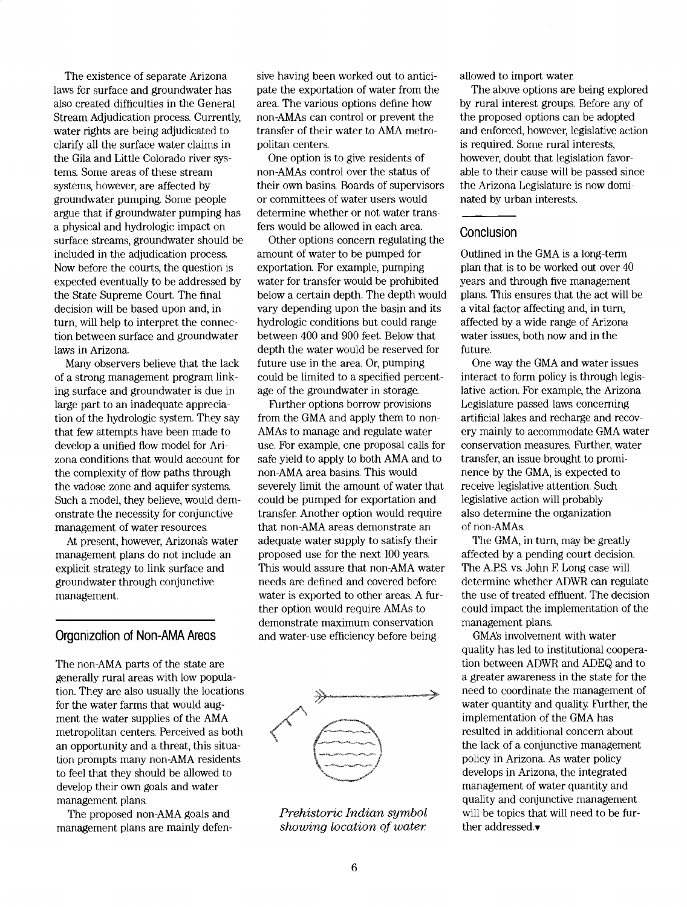The existence of separate Arizona laws for surface and groundwater has also created difficulties in the General Stream Adjudication process. Currently, water rights are being adjudicated to clarify all the surface water claims in the Gila and Little Colorado river systems. Some areas of these stream systems, however, are affected by groundwater pumping. Some people argue that if groundwater pumping has a physical and hydrologic impact on surface streams, groundwater should be included in the adjudication process. Now before the courts, the question is expected eventually to be addressed by the State Supreme Court. The final decision will be based upon and, in turn, will help to interpret the connection between surface and groundwater laws in Arizona.

Many observers believe that the lack of a strong management program linking surface and groundwater is due in large part to an inadequate appreciation of the hydrologic system. They say that few attempts have been made to develop a unified flow model for Arizona conditions that would account for the complexity of flow paths through the vadose zone and aquifer systems. Such a model, they believe, would demonstrate the necessity for conjunctive management of water resources.

At present, however, Arizona's water management plans do not include an explicit strategy to link surface and groundwater through conjunctive management.

## Organization of Non-AMA Areas

The non-AMA parts of the state are generally rural areas with low population. They are also usually the locations for the water farms that would augment the water supplies of the AMA metropolitan centers. Perceived as both an opportunity and a threat, this situation prompts many non-AMA residents to feel that they should be allowed to develop their own goals and water management plans.

The proposed non-AMA goals and management plans are mainly defensive having been worked out to anticipate the exportation of water from the area. The various options define how non-AMAs can control or prevent the transfer of their water to AMA metropolitan centers.

One option is to give residents of non-AMAs control over the status of their own basins. Boards of supervisors or committees of water users would determine whether or not water transfers would be allowed in each area.

Other options concern regulating the amount of water to be pumped for exportation. For example, pumping water for transfer would be prohibited below a certain depth. The depth would vary depending upon the basin and its hydrologic conditions but could range between 400 and 900 feet. Below that depth the water would be reserved for future use in the area. Or, pumping could be limited to a specified percentage of the groundwater in storage.

Further options borrow provisions from the GMA and apply them to non-AMAs to manage and regulate water use. For example, one proposal calls for safe yield to apply to both AMA and to non-AMA area basins. This would severely limit the amount of water that could be pumped for exportation and transfer. Another option would require that non-AMA areas demonstrate an adequate water supply to satisfy their proposed use for the next 100 years. This would assure that non-AMA water needs are defined and covered before water is exported to other areas. A further option would require AMAs to demonstrate maximum conservation and water-use efficiency before being allowed to import water.

*Prehistoric Indian symbol showing location of water.*

The above options are being explored by rural interest groups. Before any of the proposed options can be adopted and enforced, however, legislative action is required. Some rural interests, however, doubt that legislation favorable to their cause will be passed since the Arizona Legislature is now dominated by urban interests.

## Conclusion

Outlined in the GMA is a long-term plan that is to be worked out over 40 years and through five management plans. This ensures that the act will be a vital factor affecting and, in turn, affected by a wide range of Arizona water issues, both now and in the future.

One way the GMA and water issues interact to form policy is through legislative action. For example, the Arizona Legislature passed laws concerning artificial lakes and recharge and recovery mainly to accommodate GMA water conservation measures. Further, water transfer, an issue brought to prominence by the GMA, is expected to receive legislative attention. Such legislative action will probably also determine the organization of non-AMAs.

The GMA, in turn, may be greatly affected by a pending court decision. The A.P.S. vs. John F. Long case will determine whether ADWR can regulate the use of treated effluent. The decision could impact the implementation of the management plans.

GMA's involvement with water quality has led to institutional cooperation between ADWR and ADEQ and to a greater awareness in the state for the need to coordinate the management of water quantity and quality. Further, the implementation of the GMA has resulted in additional concern about the lack of a conjunctive management policy in Arizona. As water policy develops in Arizona, the integrated management of water quantity and quality and conjunctive management will be topics that will need to be further addressed.▼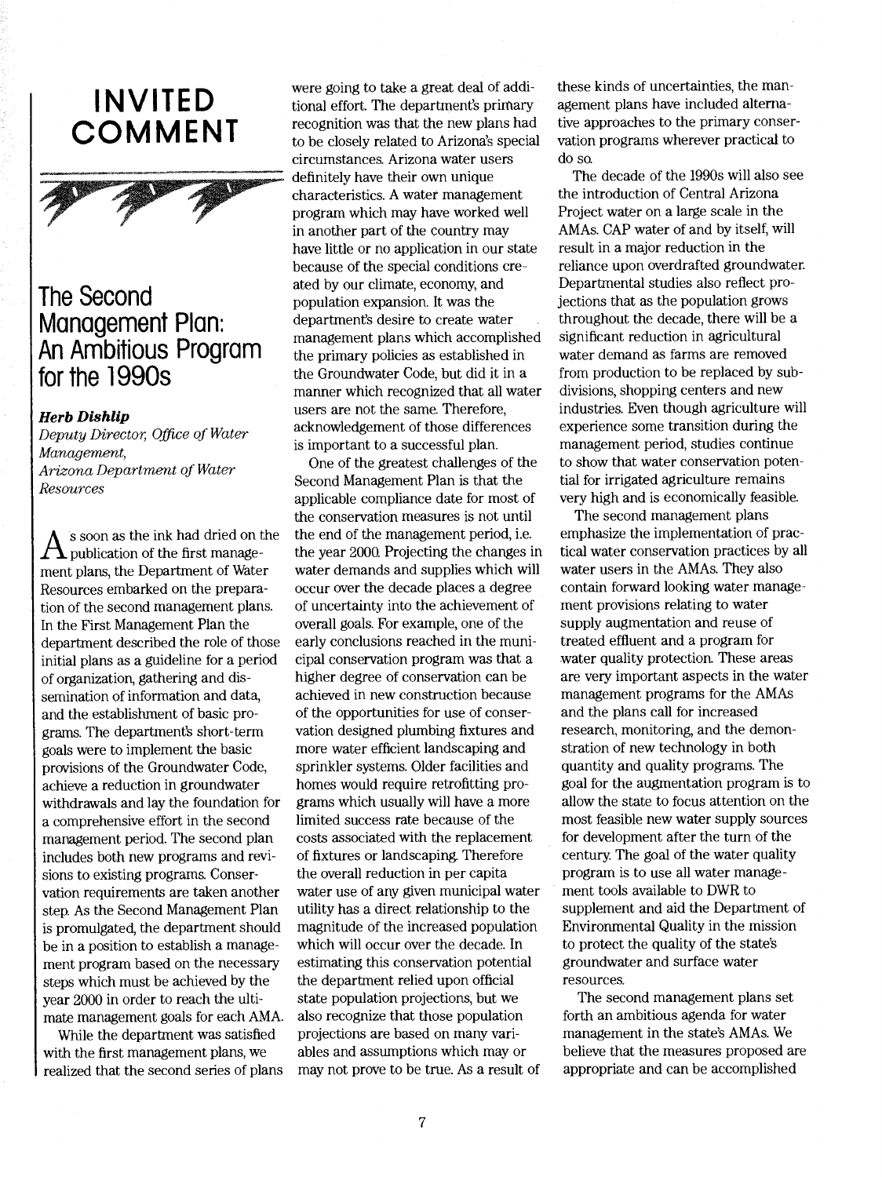# INVITED COMMENT

## The Second Management Plan: An Ambitious Program for the 1990s

***Herb Dishlip***
*Deputy Director, Office of Water Management,*
*Arizona Department of Water Resources*

As soon as the ink had dried on the publication of the first management plans, the Department of Water Resources embarked on the preparation of the second management plans. In the First Management Plan the department described the role of those initial plans as a guideline for a period of organization, gathering and dissemination of information and data, and the establishment of basic programs. The department's short-term goals were to implement the basic provisions of the Groundwater Code, achieve a reduction in groundwater withdrawals and lay the foundation for a comprehensive effort in the second management period. The second plan includes both new programs and revisions to existing programs. Conservation requirements are taken another step. As the Second Management Plan is promulgated, the department should be in a position to establish a management program based on the necessary steps which must be achieved by the year 2000 in order to reach the ultimate management goals for each AMA.

While the department was satisfied with the first management plans, we realized that the second series of plans were going to take a great deal of additional effort. The department's primary recognition was that the new plans had to be closely related to Arizona's special circumstances. Arizona water users definitely have their own unique characteristics. A water management program which may have worked well in another part of the country may have little or no application in our state because of the special conditions created by our climate, economy, and population expansion. It was the department's desire to create water management plans which accomplished the primary policies as established in the Groundwater Code, but did it in a manner which recognized that all water users are not the same. Therefore, acknowledgement of those differences is important to a successful plan.

One of the greatest challenges of the Second Management Plan is that the applicable compliance date for most of the conservation measures is not until the end of the management period, i.e. the year 2000. Projecting the changes in water demands and supplies which will occur over the decade places a degree of uncertainty into the achievement of overall goals. For example, one of the early conclusions reached in the municipal conservation program was that a higher degree of conservation can be achieved in new construction because of the opportunities for use of conservation designed plumbing fixtures and more water efficient landscaping and sprinkler systems. Older facilities and homes would require retrofitting programs which usually will have a more limited success rate because of the costs associated with the replacement of fixtures or landscaping. Therefore the overall reduction in per capita water use of any given municipal water utility has a direct relationship to the magnitude of the increased population which will occur over the decade. In estimating this conservation potential the department relied upon official state population projections, but we also recognize that those population projections are based on many variables and assumptions which may or may not prove to be true. As a result of these kinds of uncertainties, the management plans have included alternative approaches to the primary conservation programs wherever practical to do so.

The decade of the 1990s will also see the introduction of Central Arizona Project water on a large scale in the AMAs. CAP water of and by itself, will result in a major reduction in the reliance upon overdrafted groundwater. Departmental studies also reflect projections that as the population grows throughout the decade, there will be a significant reduction in agricultural water demand as farms are removed from production to be replaced by subdivisions, shopping centers and new industries. Even though agriculture will experience some transition during the management period, studies continue to show that water conservation potential for irrigated agriculture remains very high and is economically feasible.

The second management plans emphasize the implementation of practical water conservation practices by all water users in the AMAs. They also contain forward looking water management provisions relating to water supply augmentation and reuse of treated effluent and a program for water quality protection. These areas are very important aspects in the water management programs for the AMAs and the plans call for increased research, monitoring, and the demonstration of new technology in both quantity and quality programs. The goal for the augmentation program is to allow the state to focus attention on the most feasible new water supply sources for development after the turn of the century. The goal of the water quality program is to use all water management tools available to DWR to supplement and aid the Department of Environmental Quality in the mission to protect the quality of the state's groundwater and surface water resources.

The second management plans set forth an ambitious agenda for water management in the state's AMAs. We believe that the measures proposed are appropriate and can be accomplished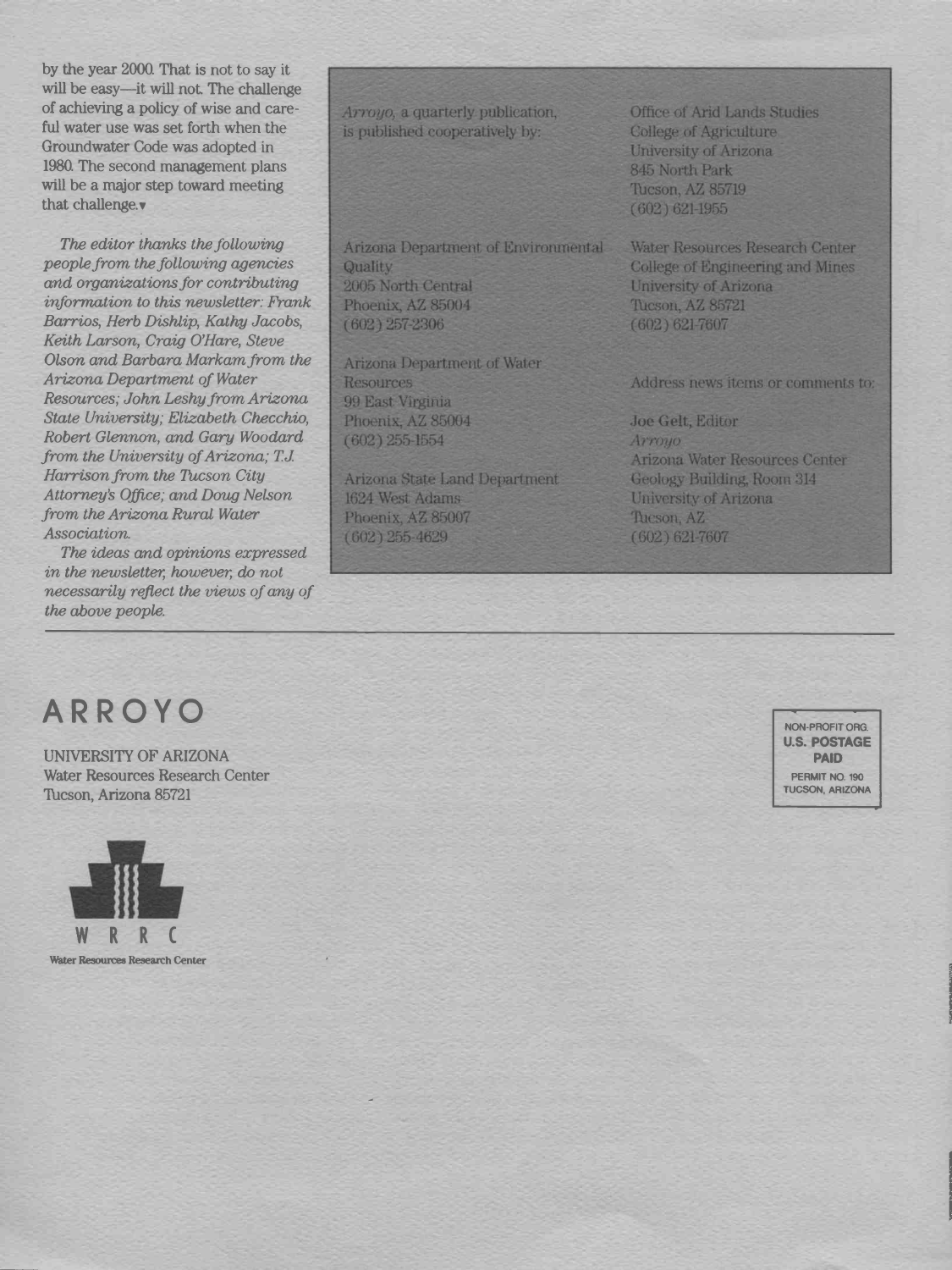by the year 2000. That is not to say it will be easy—it will not. The challenge of achieving a policy of wise and careful water use was set forth when the Groundwater Code was adopted in 1980. The second management plans will be a major step toward meeting that challenge.▾

*The editor thanks the following people from the following agencies and organizations for contributing information to this newsletter: Frank Barrios, Herb Dishlip, Kathy Jacobs, Keith Larson, Craig O'Hare, Steve Olson and Barbara Markam from the Arizona Department of Water Resources; John Leshy from Arizona State University; Elizabeth Checchio, Robert Glennon, and Gary Woodard from the University of Arizona; T.J. Harrison from the Tucson City Attorney's Office; and Doug Nelson from the Arizona Rural Water Association.*

*The ideas and opinions expressed in the newsletter, however, do not necessarily reflect the views of any of the above people.*

*Arroyo*, a quarterly publication, is published cooperatively by:

Office of Arid Lands Studies
College of Agriculture
University of Arizona
845 North Park
Tucson, AZ 85719
(602) 621-1955

Arizona Department of Environmental Quality
2005 North Central
Phoenix, AZ 85004
(602) 257-2306

Water Resources Research Center
College of Engineering and Mines
University of Arizona
Tucson, AZ 85721
(602) 621-7607

Arizona Department of Water Resources
99 East Virginia
Phoenix, AZ 85004
(602) 255-1554

Arizona State Land Department
1624 West Adams
Phoenix, AZ 85007
(602) 255-4629

Address news items or comments to:

Joe Gelt, Editor
*Arroyo*
Arizona Water Resources Center
Geology Building, Room 314
University of Arizona
Tucson, AZ
(602) 621-7607

# ARROYO

UNIVERSITY OF ARIZONA
Water Resources Research Center
Tucson, Arizona 85721

W R R C
Water Resources Research Center

NON-PROFIT ORG.
**U.S. POSTAGE PAID**
PERMIT NO. 190
TUCSON, ARIZONA